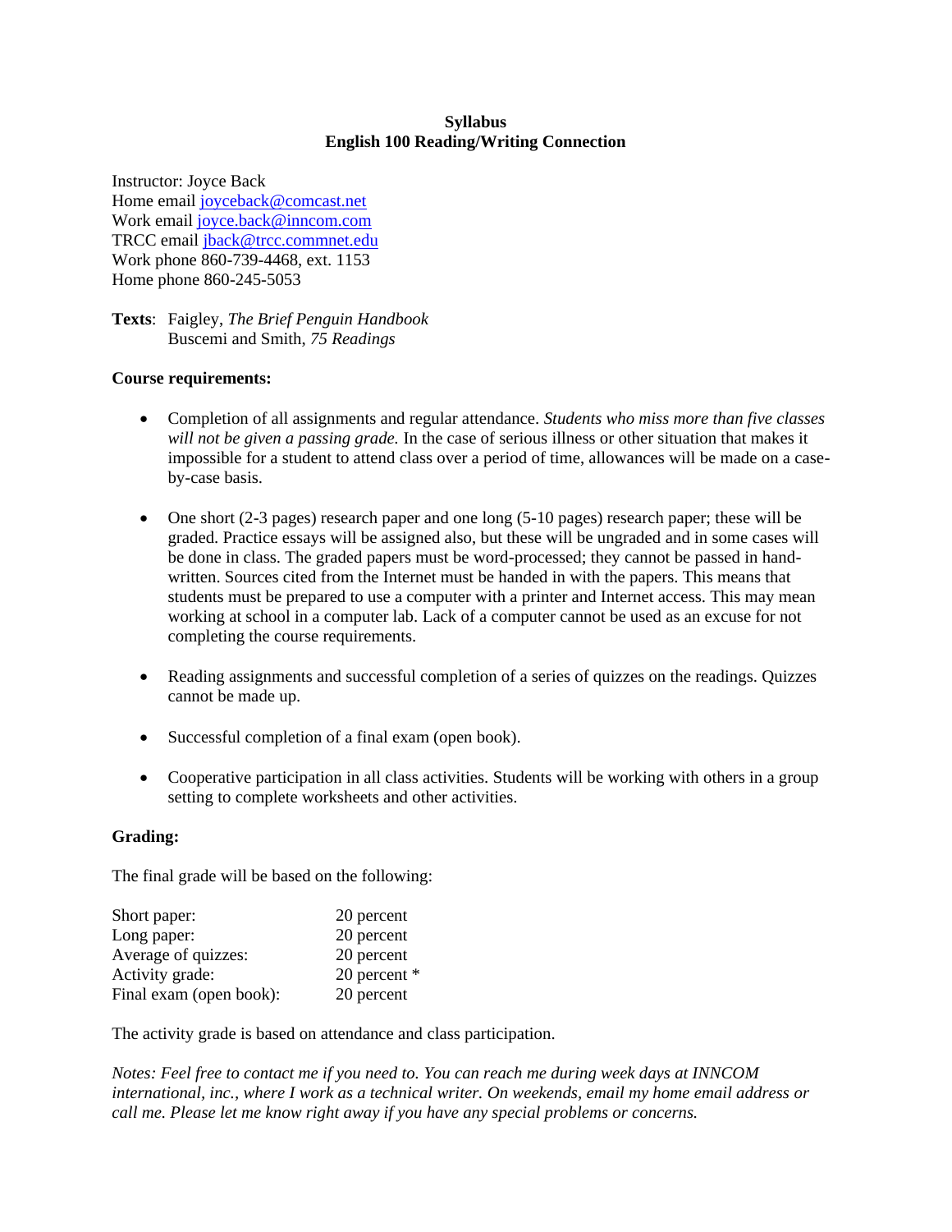# Syllabus
# English 100 Reading/Writing Connection

Instructor: Joyce Back  
Home email joyceback@comcast.net  
Work email joyce.back@inncom.com  
TRCC email jback@trcc.commnet.edu  
Work phone 860-739-4468, ext. 1153  
Home phone 860-245-5053

**Texts**: Faigley, *The Brief Penguin Handbook*  
Buscemi and Smith, *75 Readings*

**Course requirements:**

- Completion of all assignments and regular attendance. *Students who miss more than five classes will not be given a passing grade.* In the case of serious illness or other situation that makes it impossible for a student to attend class over a period of time, allowances will be made on a case-by-case basis.

- One short (2-3 pages) research paper and one long (5-10 pages) research paper; these will be graded. Practice essays will be assigned also, but these will be ungraded and in some cases will be done in class. The graded papers must be word-processed; they cannot be passed in hand-written. Sources cited from the Internet must be handed in with the papers. This means that students must be prepared to use a computer with a printer and Internet access. This may mean working at school in a computer lab. Lack of a computer cannot be used as an excuse for not completing the course requirements.

- Reading assignments and successful completion of a series of quizzes on the readings. Quizzes cannot be made up.

- Successful completion of a final exam (open book).

- Cooperative participation in all class activities. Students will be working with others in a group setting to complete worksheets and other activities.

**Grading:**

The final grade will be based on the following:

| | |
|---|---|
| Short paper: | 20 percent |
| Long paper: | 20 percent |
| Average of quizzes: | 20 percent |
| Activity grade: | 20 percent * |
| Final exam (open book): | 20 percent |

The activity grade is based on attendance and class participation.

*Notes: Feel free to contact me if you need to. You can reach me during week days at INNCOM international, inc., where I work as a technical writer. On weekends, email my home email address or call me. Please let me know right away if you have any special problems or concerns.*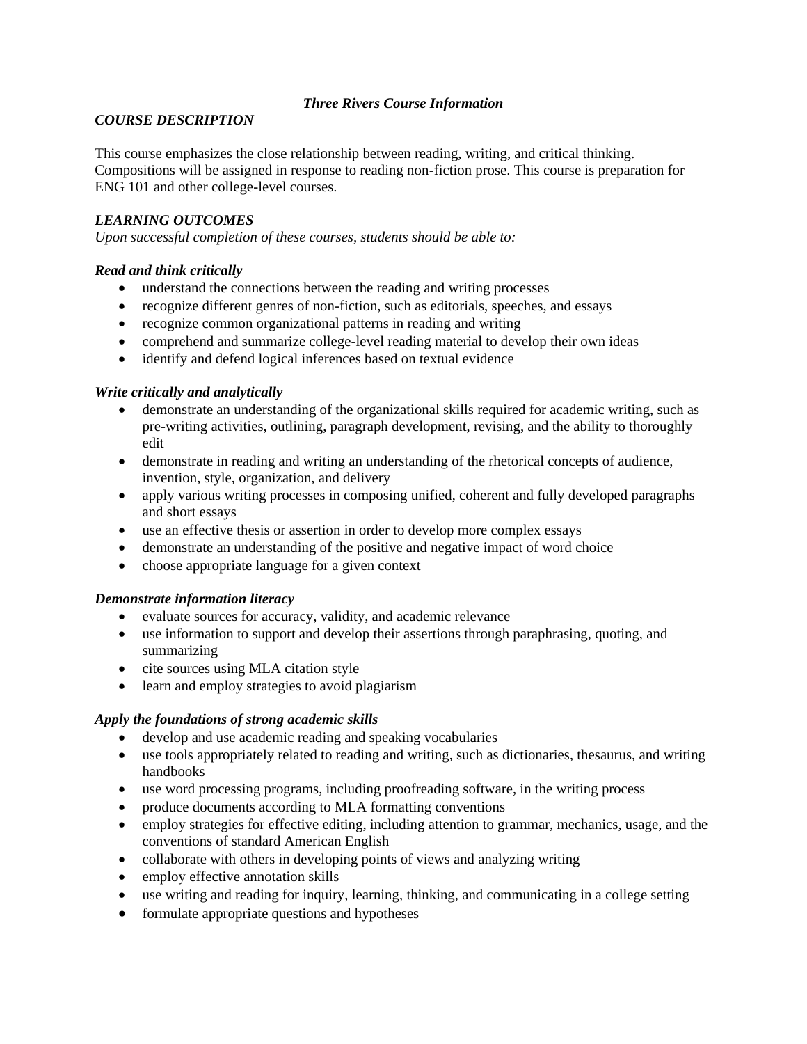***Three Rivers Course Information***

***COURSE DESCRIPTION***

This course emphasizes the close relationship between reading, writing, and critical thinking. Compositions will be assigned in response to reading non-fiction prose. This course is preparation for ENG 101 and other college-level courses.

***LEARNING OUTCOMES***

*Upon successful completion of these courses, students should be able to:*

***Read and think critically***

- understand the connections between the reading and writing processes
- recognize different genres of non-fiction, such as editorials, speeches, and essays
- recognize common organizational patterns in reading and writing
- comprehend and summarize college-level reading material to develop their own ideas
- identify and defend logical inferences based on textual evidence

***Write critically and analytically***

- demonstrate an understanding of the organizational skills required for academic writing, such as pre-writing activities, outlining, paragraph development, revising, and the ability to thoroughly edit
- demonstrate in reading and writing an understanding of the rhetorical concepts of audience, invention, style, organization, and delivery
- apply various writing processes in composing unified, coherent and fully developed paragraphs and short essays
- use an effective thesis or assertion in order to develop more complex essays
- demonstrate an understanding of the positive and negative impact of word choice
- choose appropriate language for a given context

***Demonstrate information literacy***

- evaluate sources for accuracy, validity, and academic relevance
- use information to support and develop their assertions through paraphrasing, quoting, and summarizing
- cite sources using MLA citation style
- learn and employ strategies to avoid plagiarism

***Apply the foundations of strong academic skills***

- develop and use academic reading and speaking vocabularies
- use tools appropriately related to reading and writing, such as dictionaries, thesaurus, and writing handbooks
- use word processing programs, including proofreading software, in the writing process
- produce documents according to MLA formatting conventions
- employ strategies for effective editing, including attention to grammar, mechanics, usage, and the conventions of standard American English
- collaborate with others in developing points of views and analyzing writing
- employ effective annotation skills
- use writing and reading for inquiry, learning, thinking, and communicating in a college setting
- formulate appropriate questions and hypotheses